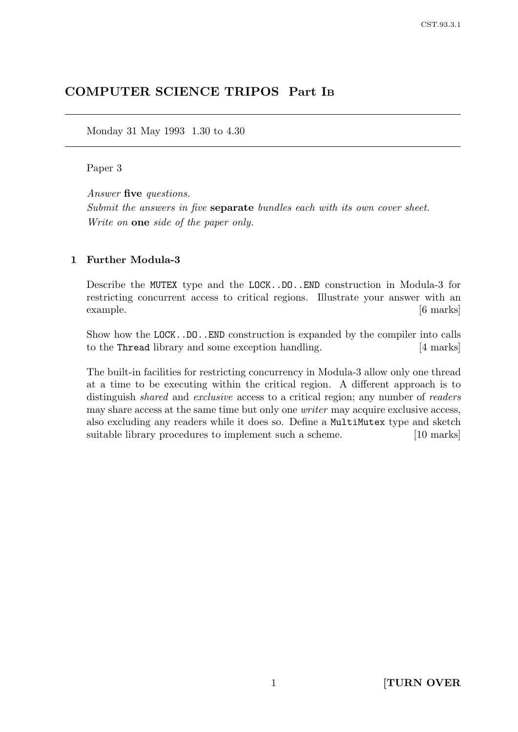# COMPUTER SCIENCE TRIPOS Part IB

Monday 31 May 1993 1.30 to 4.30

Paper 3

*Answer* **five** *questions.*
*Submit the answers in five* **separate** *bundles each with its own cover sheet.*
*Write on* **one** *side of the paper only.*

## 1 Further Modula-3

Describe the `MUTEX` type and the `LOCK..DO..END` construction in Modula-3 for restricting concurrent access to critical regions. Illustrate your answer with an example. [6 marks]

Show how the `LOCK..DO..END` construction is expanded by the compiler into calls to the `Thread` library and some exception handling. [4 marks]

The built-in facilities for restricting concurrency in Modula-3 allow only one thread at a time to be executing within the critical region. A different approach is to distinguish *shared* and *exclusive* access to a critical region; any number of *readers* may share access at the same time but only one *writer* may acquire exclusive access, also excluding any readers while it does so. Define a `MultiMutex` type and sketch suitable library procedures to implement such a scheme. [10 marks]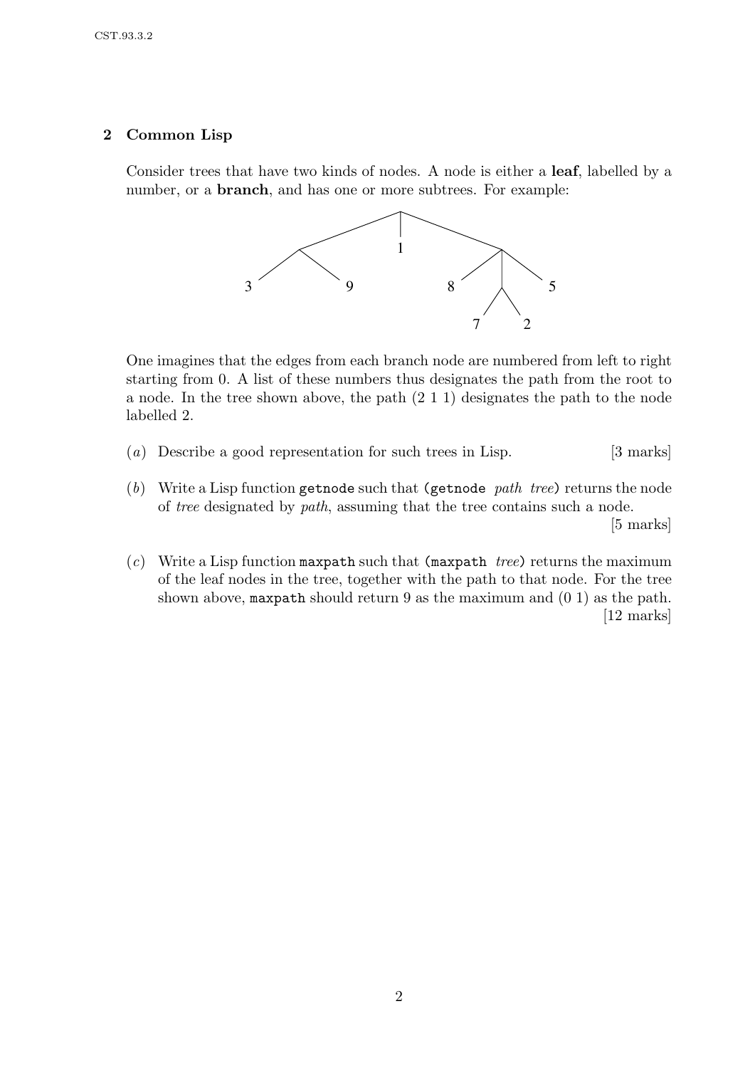## 2 Common Lisp

Consider trees that have two kinds of nodes. A node is either a **leaf**, labelled by a number, or a **branch**, and has one or more subtrees. For example:

One imagines that the edges from each branch node are numbered from left to right starting from 0. A list of these numbers thus designates the path from the root to a node. In the tree shown above, the path (2 1 1) designates the path to the node labelled 2.

(*a*) Describe a good representation for such trees in Lisp. [3 marks]

(*b*) Write a Lisp function `getnode` such that `(getnode` *path tree*`)` returns the node of *tree* designated by *path*, assuming that the tree contains such a node. [5 marks]

(*c*) Write a Lisp function `maxpath` such that `(maxpath` *tree*`)` returns the maximum of the leaf nodes in the tree, together with the path to that node. For the tree shown above, `maxpath` should return 9 as the maximum and (0 1) as the path. [12 marks]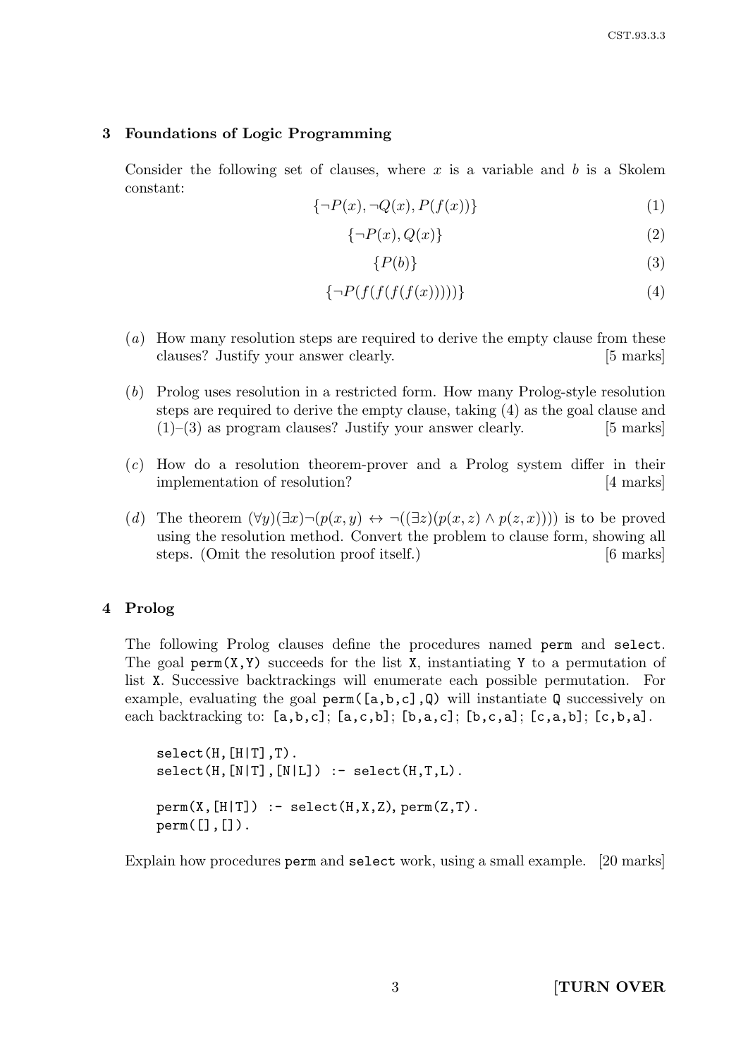## 3 Foundations of Logic Programming

Consider the following set of clauses, where $x$ is a variable and $b$ is a Skolem constant:

$$\{\neg P(x), \neg Q(x), P(f(x))\} \tag{1}$$

$$\{\neg P(x), Q(x)\} \tag{2}$$

$$\{P(b)\} \tag{3}$$

$$\{\neg P(f(f(f(f(x)))))\} \tag{4}$$

(*a*) How many resolution steps are required to derive the empty clause from these clauses? Justify your answer clearly. [5 marks]

(*b*) Prolog uses resolution in a restricted form. How many Prolog-style resolution steps are required to derive the empty clause, taking (4) as the goal clause and (1)–(3) as program clauses? Justify your answer clearly. [5 marks]

(*c*) How do a resolution theorem-prover and a Prolog system differ in their implementation of resolution? [4 marks]

(*d*) The theorem $(\forall y)(\exists x)\neg(p(x,y) \leftrightarrow \neg((\exists z)(p(x,z) \wedge p(z,x))))$ is to be proved using the resolution method. Convert the problem to clause form, showing all steps. (Omit the resolution proof itself.) [6 marks]

## 4 Prolog

The following Prolog clauses define the procedures named `perm` and `select`. The goal `perm(X,Y)` succeeds for the list `X`, instantiating `Y` to a permutation of list `X`. Successive backtrackings will enumerate each possible permutation. For example, evaluating the goal `perm([a,b,c],Q)` will instantiate `Q` successively on each backtracking to: `[a,b,c]`; `[a,c,b]`; `[b,a,c]`; `[b,c,a]`; `[c,a,b]`; `[c,b,a]`.

```
select(H,[H|T],T).
select(H,[N|T],[N|L]) :- select(H,T,L).

perm(X,[H|T]) :- select(H,X,Z), perm(Z,T).
perm([],[]).
```

Explain how procedures `perm` and `select` work, using a small example. [20 marks]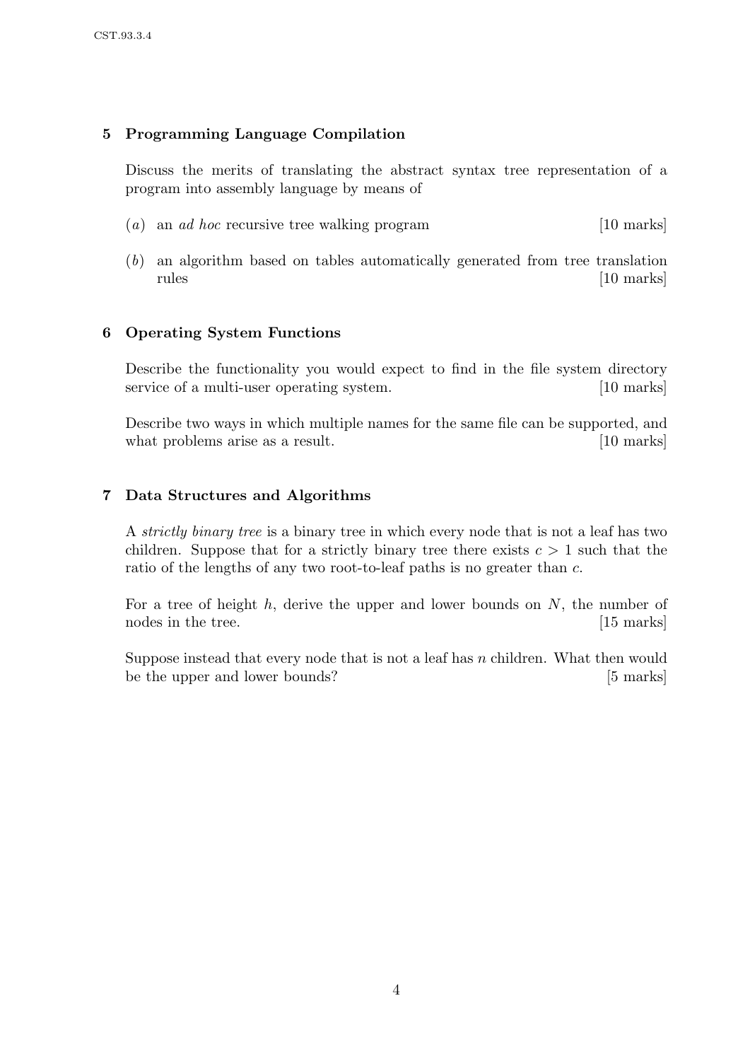## 5 Programming Language Compilation

Discuss the merits of translating the abstract syntax tree representation of a program into assembly language by means of

(*a*) an *ad hoc* recursive tree walking program [10 marks]

(*b*) an algorithm based on tables automatically generated from tree translation rules [10 marks]

## 6 Operating System Functions

Describe the functionality you would expect to find in the file system directory service of a multi-user operating system. [10 marks]

Describe two ways in which multiple names for the same file can be supported, and what problems arise as a result. [10 marks]

## 7 Data Structures and Algorithms

A *strictly binary tree* is a binary tree in which every node that is not a leaf has two children. Suppose that for a strictly binary tree there exists $c > 1$ such that the ratio of the lengths of any two root-to-leaf paths is no greater than $c$.

For a tree of height $h$, derive the upper and lower bounds on $N$, the number of nodes in the tree. [15 marks]

Suppose instead that every node that is not a leaf has $n$ children. What then would be the upper and lower bounds? [5 marks]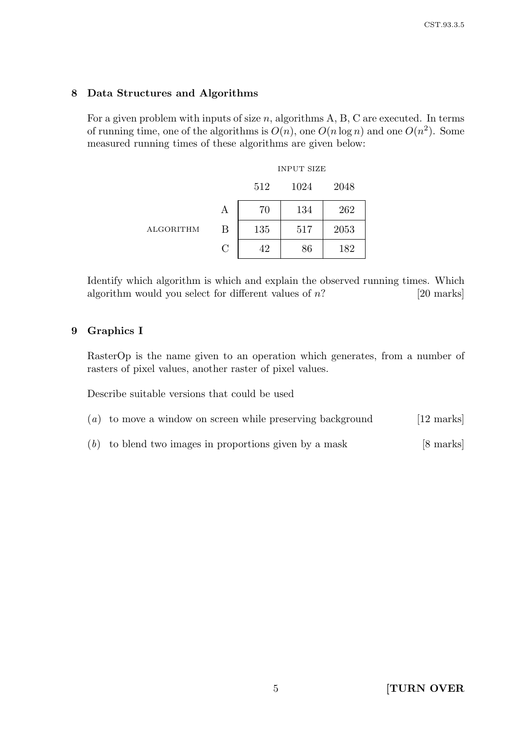## 8 Data Structures and Algorithms

For a given problem with inputs of size $n$, algorithms A, B, C are executed. In terms of running time, one of the algorithms is $O(n)$, one $O(n \log n)$ and one $O(n^2)$. Some measured running times of these algorithms are given below:

| | | INPUT SIZE | | |
|---|---|---|---|---|
| | | 512 | 1024 | 2048 |
| ALGORITHM | A | 70 | 134 | 262 |
| | B | 135 | 517 | 2053 |
| | C | 42 | 86 | 182 |

Identify which algorithm is which and explain the observed running times. Which algorithm would you select for different values of $n$? [20 marks]

## 9 Graphics I

RasterOp is the name given to an operation which generates, from a number of rasters of pixel values, another raster of pixel values.

Describe suitable versions that could be used

(*a*) to move a window on screen while preserving background [12 marks]

(*b*) to blend two images in proportions given by a mask [8 marks]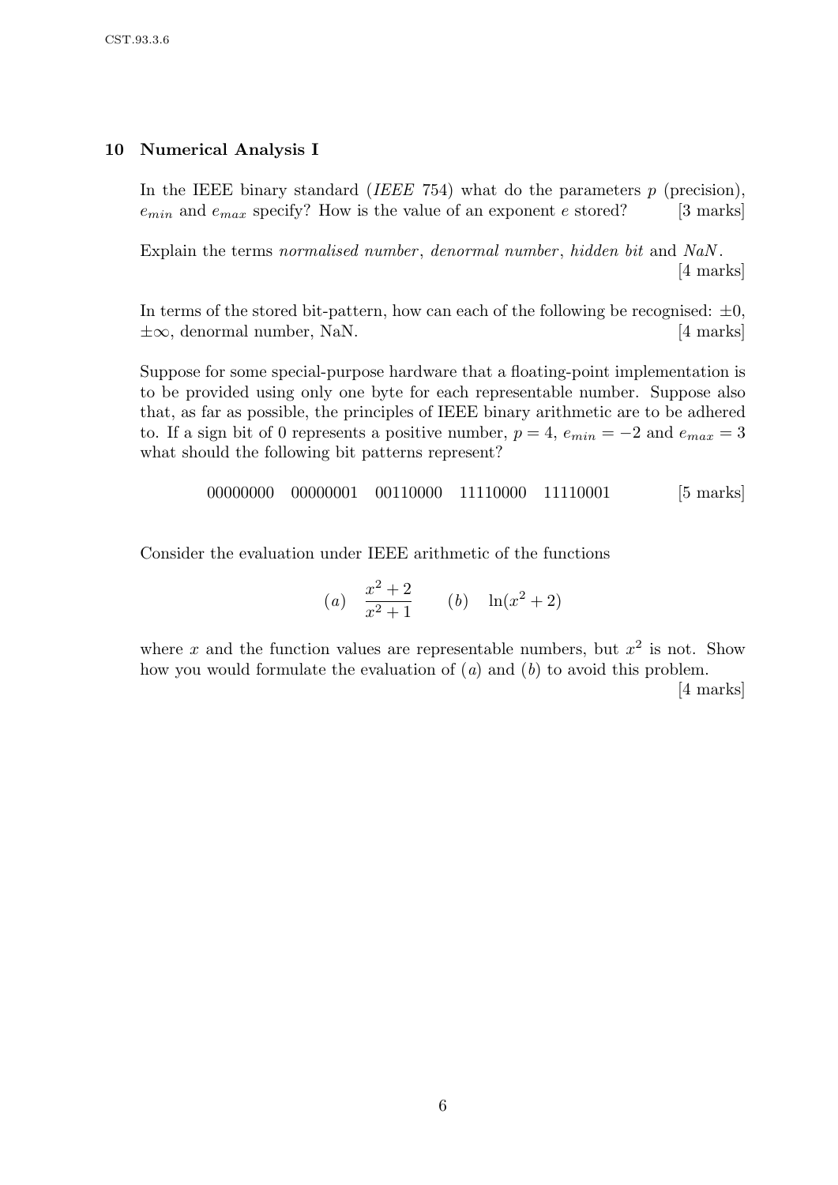## 10 Numerical Analysis I

In the IEEE binary standard (*IEEE* 754) what do the parameters $p$ (precision), $e_{min}$ and $e_{max}$ specify? How is the value of an exponent $e$ stored? [3 marks]

Explain the terms *normalised number*, *denormal number*, *hidden bit* and *NaN*. [4 marks]

In terms of the stored bit-pattern, how can each of the following be recognised: $\pm 0$, $\pm\infty$, denormal number, NaN. [4 marks]

Suppose for some special-purpose hardware that a floating-point implementation is to be provided using only one byte for each representable number. Suppose also that, as far as possible, the principles of IEEE binary arithmetic are to be adhered to. If a sign bit of 0 represents a positive number, $p = 4$, $e_{min} = -2$ and $e_{max} = 3$ what should the following bit patterns represent?

00000000 00000001 00110000 11110000 11110001 [5 marks]

Consider the evaluation under IEEE arithmetic of the functions

$$(a) \quad \frac{x^2 + 2}{x^2 + 1} \qquad (b) \quad \ln(x^2 + 2)$$

where $x$ and the function values are representable numbers, but $x^2$ is not. Show how you would formulate the evaluation of $(a)$ and $(b)$ to avoid this problem. [4 marks]